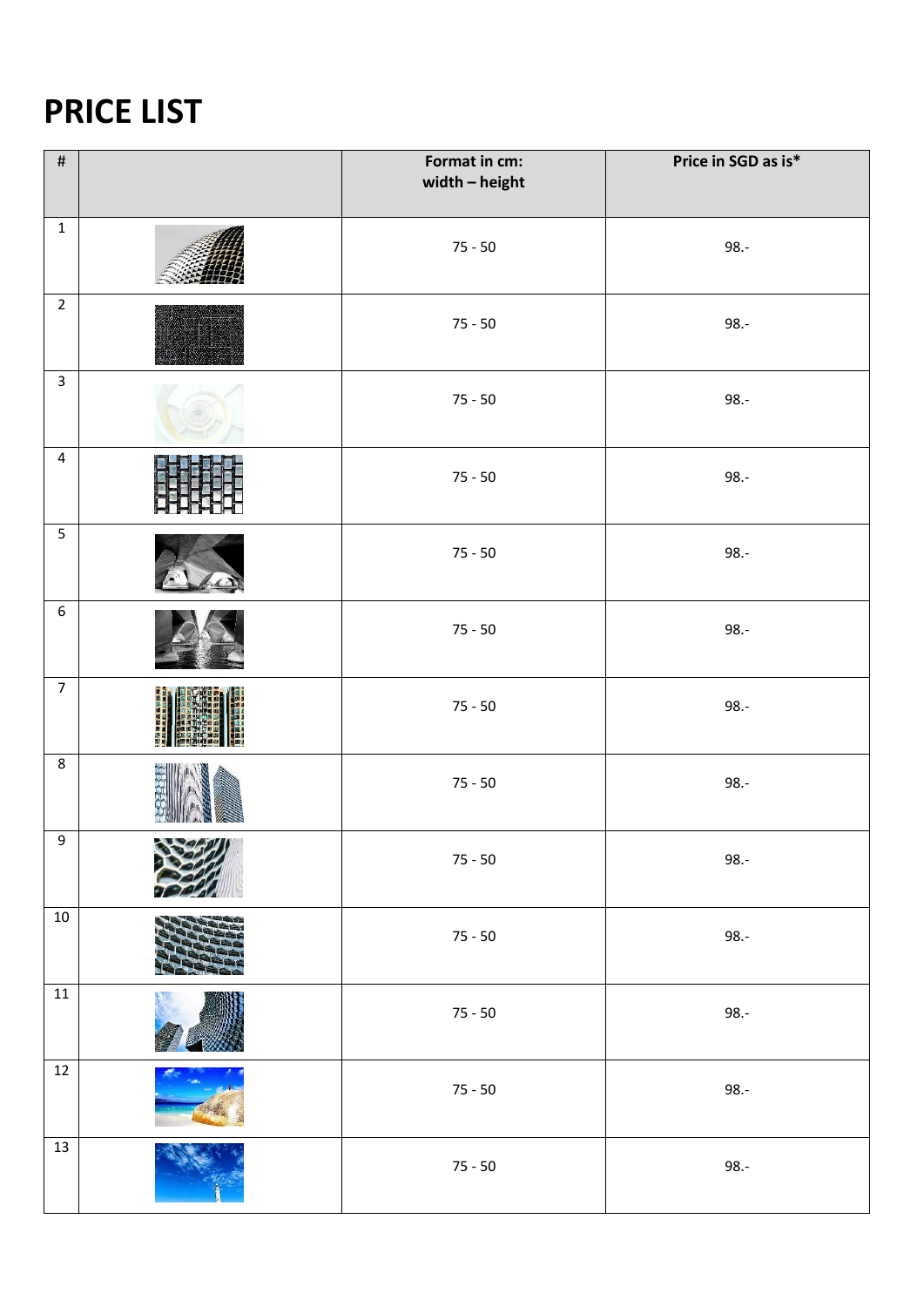# PRICE LIST

| # | | Format in cm: width – height | Price in SGD as is* |
|---|---|---|---|
| 1 | | 75 - 50 | 98.- |
| 2 | | 75 - 50 | 98.- |
| 3 | | 75 - 50 | 98.- |
| 4 | | 75 - 50 | 98.- |
| 5 | | 75 - 50 | 98.- |
| 6 | | 75 - 50 | 98.- |
| 7 | | 75 - 50 | 98.- |
| 8 | | 75 - 50 | 98.- |
| 9 | | 75 - 50 | 98.- |
| 10 | | 75 - 50 | 98.- |
| 11 | | 75 - 50 | 98.- |
| 12 | | 75 - 50 | 98.- |
| 13 | | 75 - 50 | 98.- |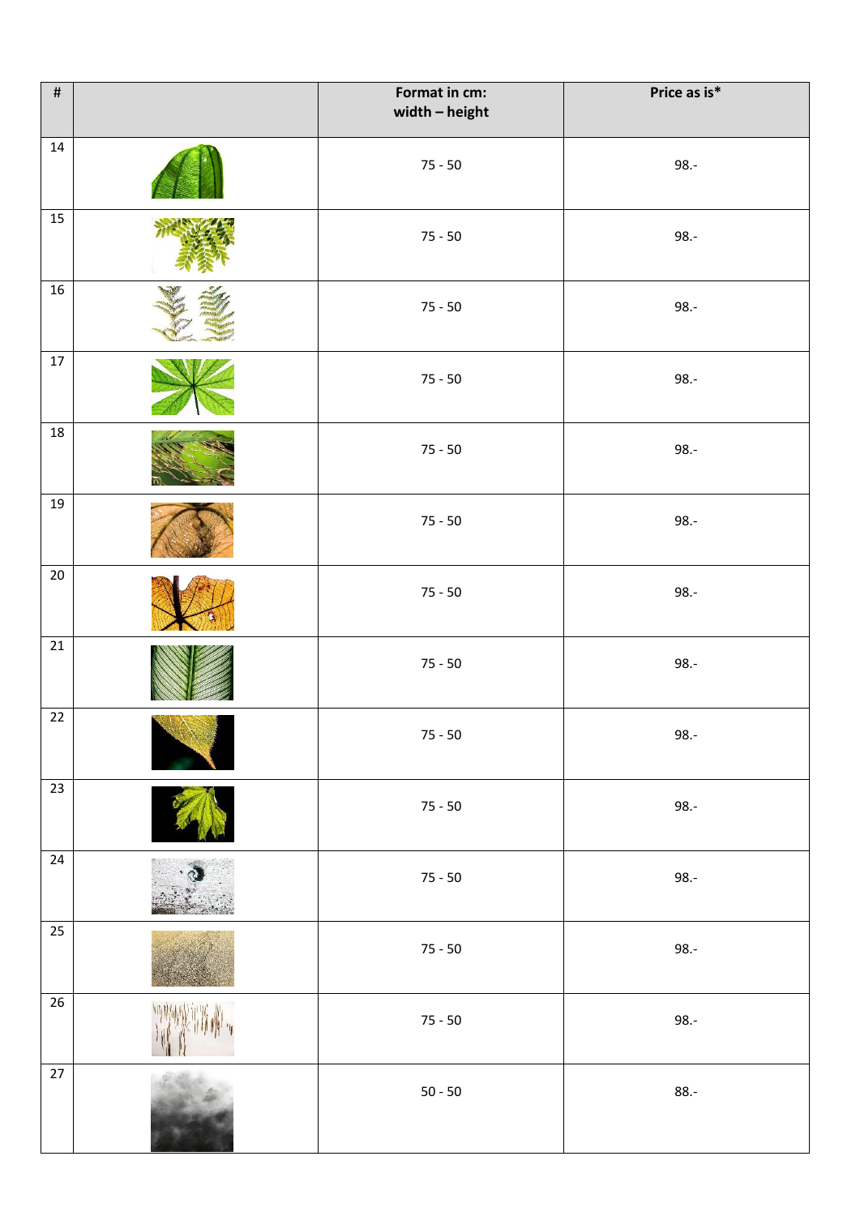| # | | Format in cm: width – height | Price as is* |
|---|---|---|---|
| 14 | | 75 - 50 | 98.- |
| 15 | | 75 - 50 | 98.- |
| 16 | | 75 - 50 | 98.- |
| 17 | | 75 - 50 | 98.- |
| 18 | | 75 - 50 | 98.- |
| 19 | | 75 - 50 | 98.- |
| 20 | | 75 - 50 | 98.- |
| 21 | | 75 - 50 | 98.- |
| 22 | | 75 - 50 | 98.- |
| 23 | | 75 - 50 | 98.- |
| 24 | | 75 - 50 | 98.- |
| 25 | | 75 - 50 | 98.- |
| 26 | | 75 - 50 | 98.- |
| 27 | | 50 - 50 | 88.- |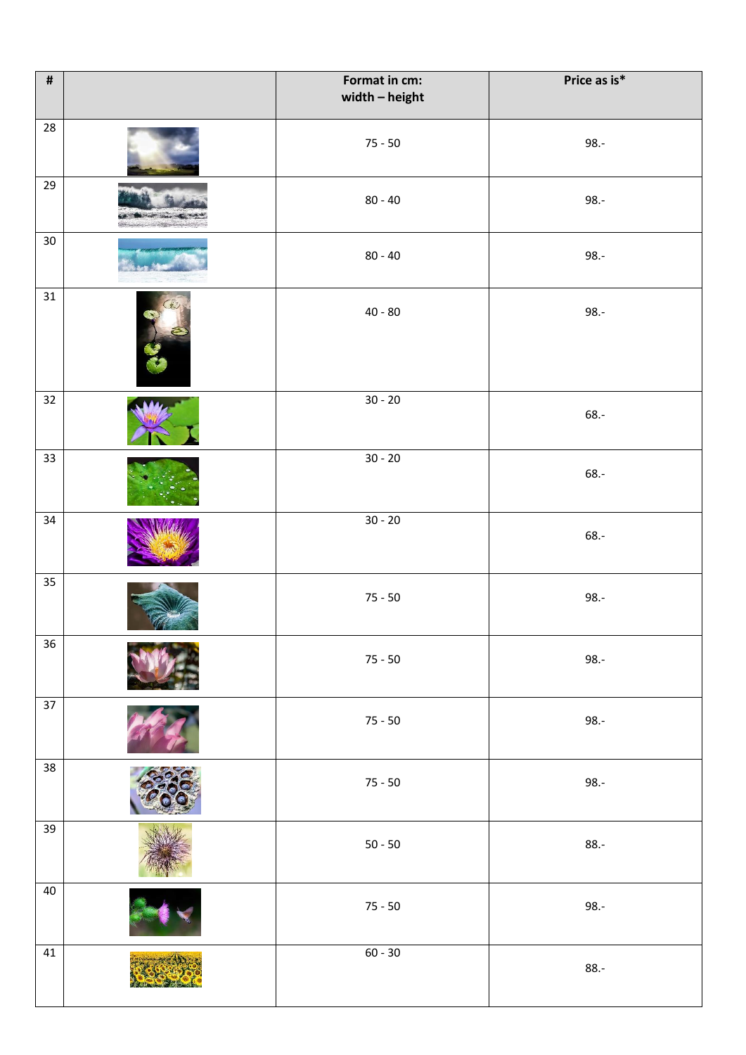| # | | Format in cm: width – height | Price as is* |
|---|---|---|---|
| 28 | | 75 - 50 | 98.- |
| 29 | | 80 - 40 | 98.- |
| 30 | | 80 - 40 | 98.- |
| 31 | | 40 - 80 | 98.- |
| 32 | | 30 - 20 | 68.- |
| 33 | | 30 - 20 | 68.- |
| 34 | | 30 - 20 | 68.- |
| 35 | | 75 - 50 | 98.- |
| 36 | | 75 - 50 | 98.- |
| 37 | | 75 - 50 | 98.- |
| 38 | | 75 - 50 | 98.- |
| 39 | | 50 - 50 | 88.- |
| 40 | | 75 - 50 | 98.- |
| 41 | | 60 - 30 | 88.- |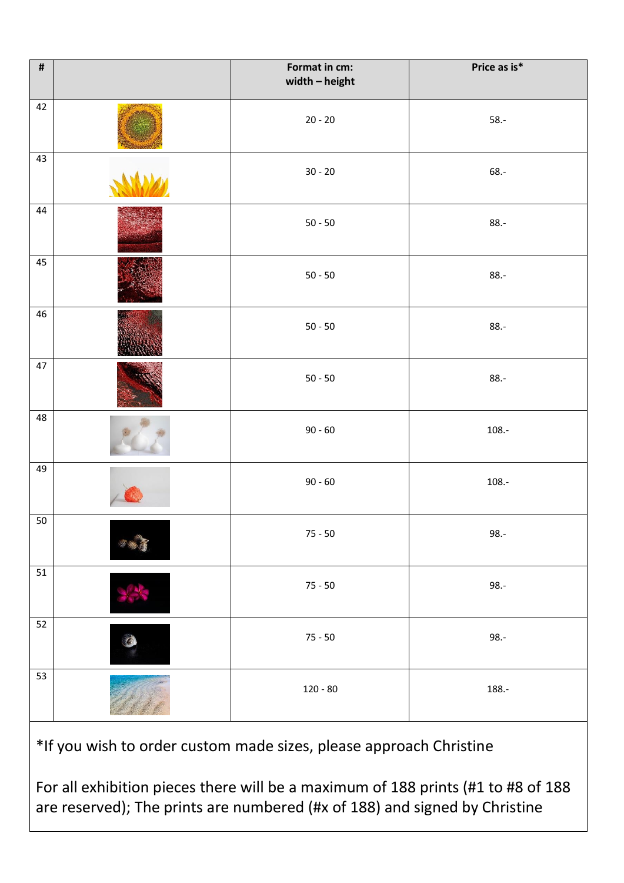| # | | Format in cm: width – height | Price as is* |
|---|---|---|---|
| 42 | | 20 - 20 | 58.- |
| 43 | | 30 - 20 | 68.- |
| 44 | | 50 - 50 | 88.- |
| 45 | | 50 - 50 | 88.- |
| 46 | | 50 - 50 | 88.- |
| 47 | | 50 - 50 | 88.- |
| 48 | | 90 - 60 | 108.- |
| 49 | | 90 - 60 | 108.- |
| 50 | | 75 - 50 | 98.- |
| 51 | | 75 - 50 | 98.- |
| 52 | | 75 - 50 | 98.- |
| 53 | | 120 - 80 | 188.- |

*If you wish to order custom made sizes, please approach Christine

For all exhibition pieces there will be a maximum of 188 prints (#1 to #8 of 188 are reserved); The prints are numbered (#x of 188) and signed by Christine